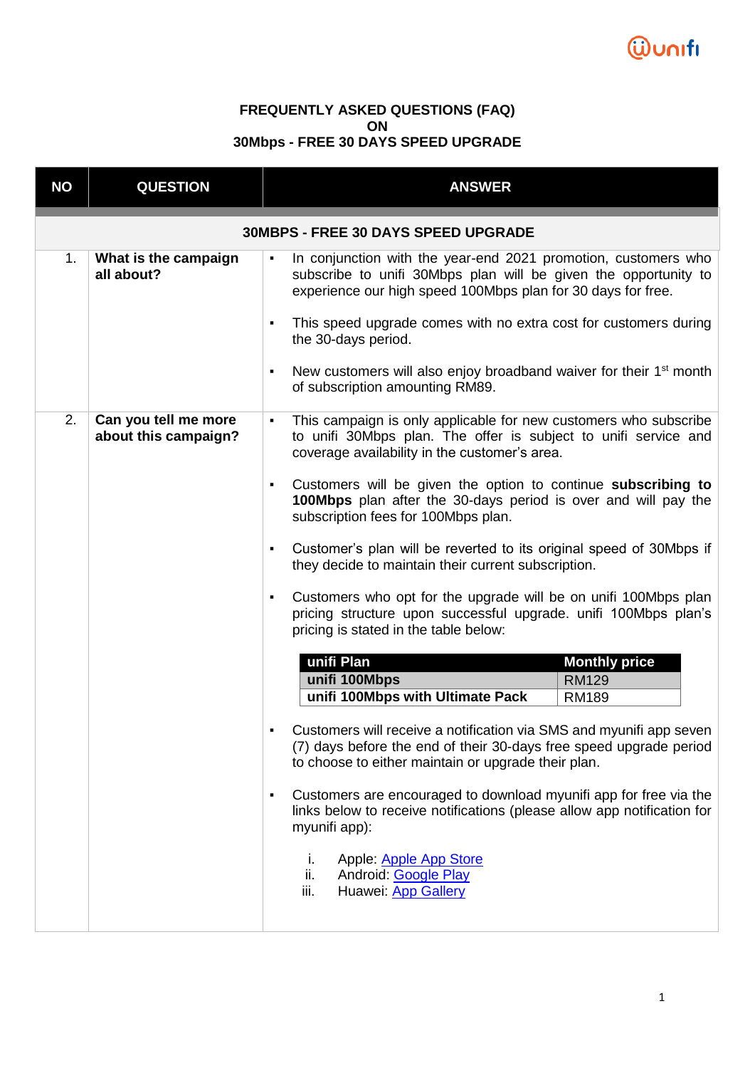# FREQUENTLY ASKED QUESTIONS (FAQ) ON 30Mbps - FREE 30 DAYS SPEED UPGRADE

| NO | QUESTION | ANSWER |
|---|---|---|
| | **30MBPS - FREE 30 DAYS SPEED UPGRADE** | |
| 1. | **What is the campaign all about?** | ▪ In conjunction with the year-end 2021 promotion, customers who subscribe to unifi 30Mbps plan will be given the opportunity to experience our high speed 100Mbps plan for 30 days for free.<br><br>▪ This speed upgrade comes with no extra cost for customers during the 30-days period.<br><br>▪ New customers will also enjoy broadband waiver for their 1st month of subscription amounting RM89. |
| 2. | **Can you tell me more about this campaign?** | ▪ This campaign is only applicable for new customers who subscribe to unifi 30Mbps plan. The offer is subject to unifi service and coverage availability in the customer's area.<br><br>▪ Customers will be given the option to continue **subscribing to 100Mbps** plan after the 30-days period is over and will pay the subscription fees for 100Mbps plan.<br><br>▪ Customer's plan will be reverted to its original speed of 30Mbps if they decide to maintain their current subscription.<br><br>▪ Customers who opt for the upgrade will be on unifi 100Mbps plan pricing structure upon successful upgrade. unifi 100Mbps plan's pricing is stated in the table below:<br><br>**unifi Plan** — **Monthly price**<br>**unifi 100Mbps** — RM129<br>**unifi 100Mbps with Ultimate Pack** — RM189<br><br>▪ Customers will receive a notification via SMS and myunifi app seven (7) days before the end of their 30-days free speed upgrade period to choose to either maintain or upgrade their plan.<br><br>▪ Customers are encouraged to download myunifi app for free via the links below to receive notifications (please allow app notification for myunifi app):<br><br>i. Apple: Apple App Store<br>ii. Android: Google Play<br>iii. Huawei: App Gallery |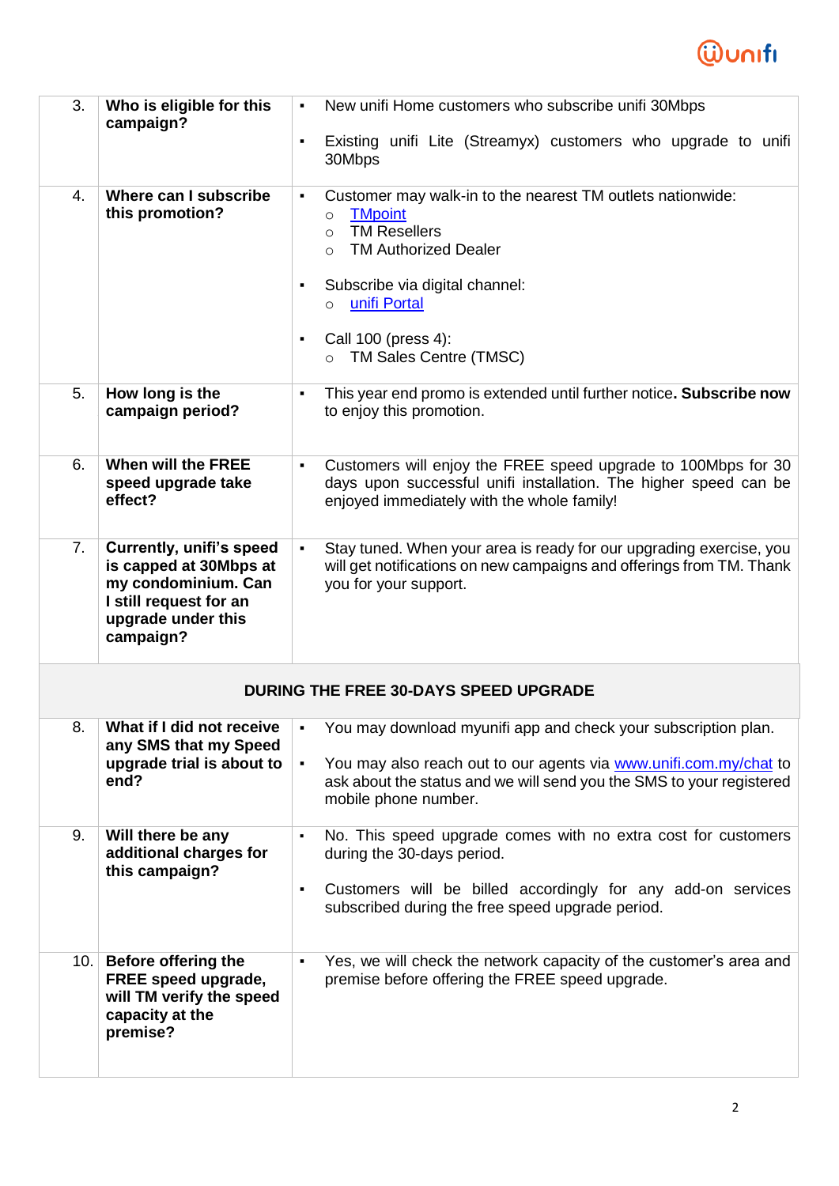| | | |
|---|---|---|
| 3. | **Who is eligible for this campaign?** | ▪ New unifi Home customers who subscribe unifi 30Mbps<br><br>▪ Existing unifi Lite (Streamyx) customers who upgrade to unifi 30Mbps |
| 4. | **Where can I subscribe this promotion?** | ▪ Customer may walk-in to the nearest TM outlets nationwide:<br>○ TMpoint<br>○ TM Resellers<br>○ TM Authorized Dealer<br><br>▪ Subscribe via digital channel:<br>○ unifi Portal<br><br>▪ Call 100 (press 4):<br>○ TM Sales Centre (TMSC) |
| 5. | **How long is the campaign period?** | ▪ This year end promo is extended until further notice**. Subscribe now** to enjoy this promotion. |
| 6. | **When will the FREE speed upgrade take effect?** | ▪ Customers will enjoy the FREE speed upgrade to 100Mbps for 30 days upon successful unifi installation. The higher speed can be enjoyed immediately with the whole family! |
| 7. | **Currently, unifi's speed is capped at 30Mbps at my condominium. Can I still request for an upgrade under this campaign?** | ▪ Stay tuned. When your area is ready for our upgrading exercise, you will get notifications on new campaigns and offerings from TM. Thank you for your support. |
| | **DURING THE FREE 30-DAYS SPEED UPGRADE** | |
| 8. | **What if I did not receive any SMS that my Speed upgrade trial is about to end?** | ▪ You may download myunifi app and check your subscription plan.<br><br>▪ You may also reach out to our agents via www.unifi.com.my/chat to ask about the status and we will send you the SMS to your registered mobile phone number. |
| 9. | **Will there be any additional charges for this campaign?** | ▪ No. This speed upgrade comes with no extra cost for customers during the 30-days period.<br><br>▪ Customers will be billed accordingly for any add-on services subscribed during the free speed upgrade period. |
| 10. | **Before offering the FREE speed upgrade, will TM verify the speed capacity at the premise?** | ▪ Yes, we will check the network capacity of the customer's area and premise before offering the FREE speed upgrade. |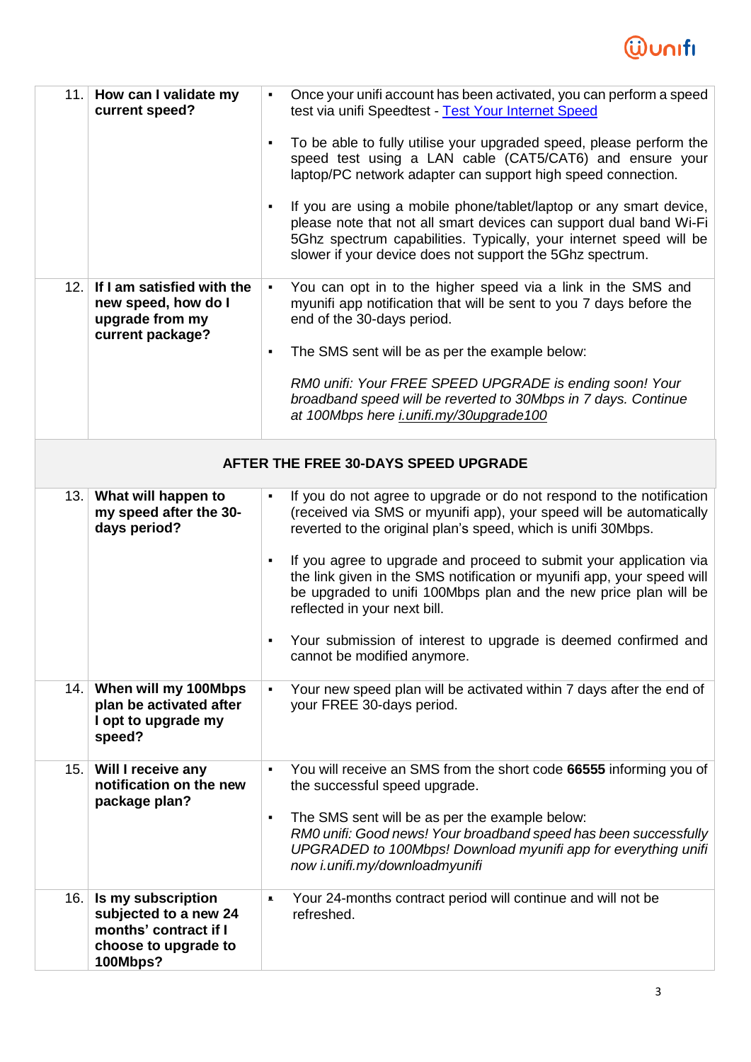| | | |
|---|---|---|
| 11. | **How can I validate my current speed?** | ▪ Once your unifi account has been activated, you can perform a speed test via unifi Speedtest - [Test Your Internet Speed](Test Your Internet Speed)<br><br>▪ To be able to fully utilise your upgraded speed, please perform the speed test using a LAN cable (CAT5/CAT6) and ensure your laptop/PC network adapter can support high speed connection.<br><br>▪ If you are using a mobile phone/tablet/laptop or any smart device, please note that not all smart devices can support dual band Wi-Fi 5Ghz spectrum capabilities. Typically, your internet speed will be slower if your device does not support the 5Ghz spectrum. |
| 12. | **If I am satisfied with the new speed, how do I upgrade from my current package?** | ▪ You can opt in to the higher speed via a link in the SMS and myunifi app notification that will be sent to you 7 days before the end of the 30-days period.<br><br>▪ The SMS sent will be as per the example below:<br><br>*RM0 unifi: Your FREE SPEED UPGRADE is ending soon! Your broadband speed will be reverted to 30Mbps in 7 days. Continue at 100Mbps here i.unifi.my/30upgrade100* |
| | **AFTER THE FREE 30-DAYS SPEED UPGRADE** | |
| 13. | **What will happen to my speed after the 30-days period?** | ▪ If you do not agree to upgrade or do not respond to the notification (received via SMS or myunifi app), your speed will be automatically reverted to the original plan's speed, which is unifi 30Mbps.<br><br>▪ If you agree to upgrade and proceed to submit your application via the link given in the SMS notification or myunifi app, your speed will be upgraded to unifi 100Mbps plan and the new price plan will be reflected in your next bill.<br><br>▪ Your submission of interest to upgrade is deemed confirmed and cannot be modified anymore. |
| 14. | **When will my 100Mbps plan be activated after I opt to upgrade my speed?** | ▪ Your new speed plan will be activated within 7 days after the end of your FREE 30-days period. |
| 15. | **Will I receive any notification on the new package plan?** | ▪ You will receive an SMS from the short code **66555** informing you of the successful speed upgrade.<br><br>▪ The SMS sent will be as per the example below:<br>*RM0 unifi: Good news! Your broadband speed has been successfully UPGRADED to 100Mbps! Download myunifi app for everything unifi now i.unifi.my/downloadmyunifi* |
| 16. | **Is my subscription subjected to a new 24 months' contract if I choose to upgrade to 100Mbps?** | ▪ Your 24-months contract period will continue and will not be refreshed. |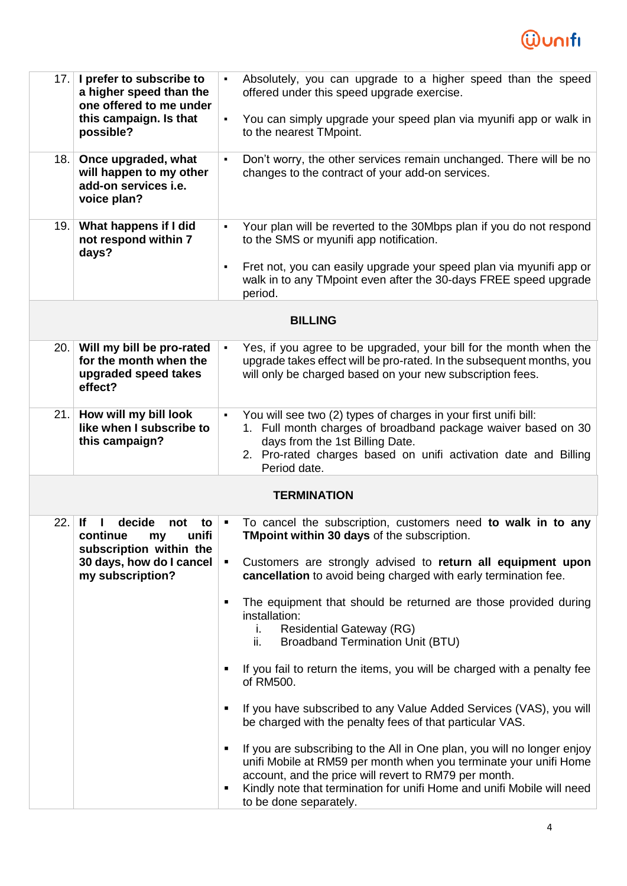| | | |
|---|---|---|
| 17. | **I prefer to subscribe to a higher speed than the one offered to me under this campaign. Is that possible?** | ▪ Absolutely, you can upgrade to a higher speed than the speed offered under this speed upgrade exercise.<br>▪ You can simply upgrade your speed plan via myunifi app or walk in to the nearest TMpoint. |
| 18. | **Once upgraded, what will happen to my other add-on services i.e. voice plan?** | ▪ Don't worry, the other services remain unchanged. There will be no changes to the contract of your add-on services. |
| 19. | **What happens if I did not respond within 7 days?** | ▪ Your plan will be reverted to the 30Mbps plan if you do not respond to the SMS or myunifi app notification.<br>▪ Fret not, you can easily upgrade your speed plan via myunifi app or walk in to any TMpoint even after the 30-days FREE speed upgrade period. |
| | **BILLING** | |
| 20. | **Will my bill be pro-rated for the month when the upgraded speed takes effect?** | ▪ Yes, if you agree to be upgraded, your bill for the month when the upgrade takes effect will be pro-rated. In the subsequent months, you will only be charged based on your new subscription fees. |
| 21. | **How will my bill look like when I subscribe to this campaign?** | ▪ You will see two (2) types of charges in your first unifi bill:<br>1. Full month charges of broadband package waiver based on 30 days from the 1st Billing Date.<br>2. Pro-rated charges based on unifi activation date and Billing Period date. |
| | **TERMINATION** | |
| 22. | **If I decide not to continue my unifi subscription within the 30 days, how do I cancel my subscription?** | ▪ To cancel the subscription, customers need **to walk in to any TMpoint within 30 days** of the subscription.<br>▪ Customers are strongly advised to **return all equipment upon cancellation** to avoid being charged with early termination fee.<br>▪ The equipment that should be returned are those provided during installation:<br>i. Residential Gateway (RG)<br>ii. Broadband Termination Unit (BTU)<br>▪ If you fail to return the items, you will be charged with a penalty fee of RM500.<br>▪ If you have subscribed to any Value Added Services (VAS), you will be charged with the penalty fees of that particular VAS.<br>▪ If you are subscribing to the All in One plan, you will no longer enjoy unifi Mobile at RM59 per month when you terminate your unifi Home account, and the price will revert to RM79 per month.<br>▪ Kindly note that termination for unifi Home and unifi Mobile will need to be done separately. |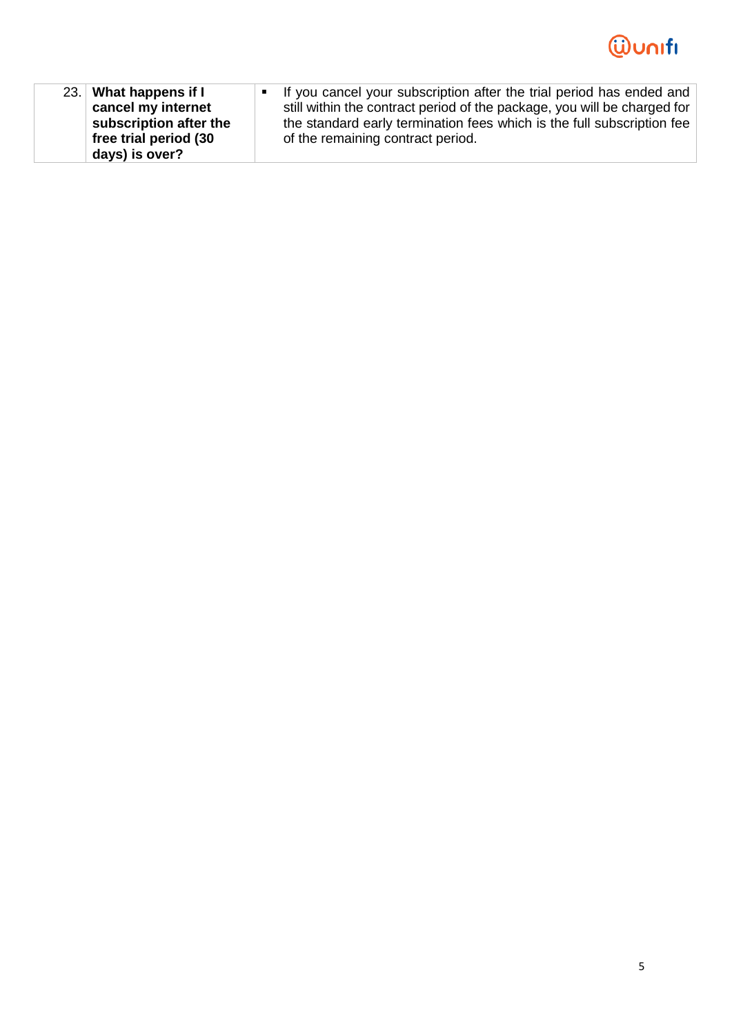| | | |
|---|---|---|
| 23. | **What happens if I cancel my internet subscription after the free trial period (30 days) is over?** | ▪ If you cancel your subscription after the trial period has ended and still within the contract period of the package, you will be charged for the standard early termination fees which is the full subscription fee of the remaining contract period. |